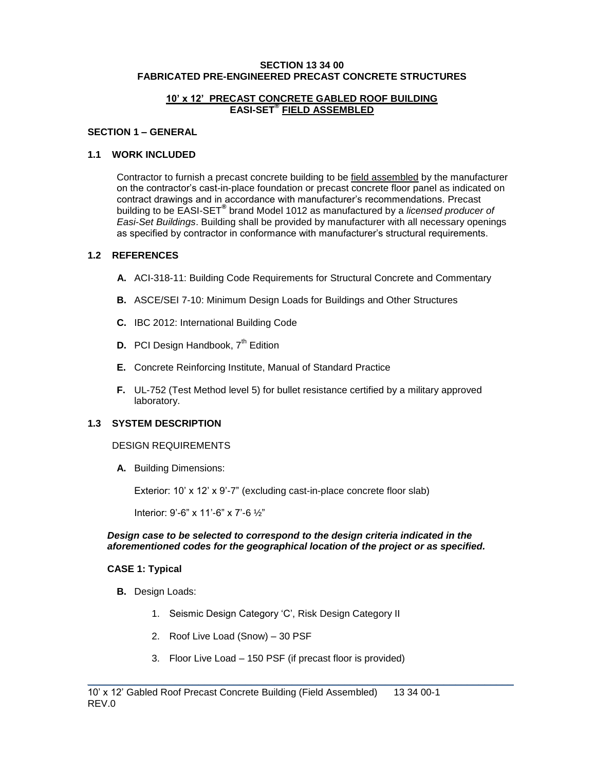# SECTION 13 34 00
# FABRICATED PRE-ENGINEERED PRECAST CONCRETE STRUCTURES

## 10' x 12' PRECAST CONCRETE GABLED ROOF BUILDING
## EASI-SET® FIELD ASSEMBLED

## SECTION 1 – GENERAL

### 1.1 WORK INCLUDED

Contractor to furnish a precast concrete building to be field assembled by the manufacturer on the contractor's cast-in-place foundation or precast concrete floor panel as indicated on contract drawings and in accordance with manufacturer's recommendations. Precast building to be EASI-SET® brand Model 1012 as manufactured by a *licensed producer of Easi-Set Buildings*. Building shall be provided by manufacturer with all necessary openings as specified by contractor in conformance with manufacturer's structural requirements.

### 1.2 REFERENCES

**A.** ACI-318-11: Building Code Requirements for Structural Concrete and Commentary

**B.** ASCE/SEI 7-10: Minimum Design Loads for Buildings and Other Structures

**C.** IBC 2012: International Building Code

**D.** PCI Design Handbook, 7th Edition

**E.** Concrete Reinforcing Institute, Manual of Standard Practice

**F.** UL-752 (Test Method level 5) for bullet resistance certified by a military approved laboratory.

### 1.3 SYSTEM DESCRIPTION

DESIGN REQUIREMENTS

**A.** Building Dimensions:

Exterior: 10' x 12' x 9'-7" (excluding cast-in-place concrete floor slab)

Interior: 9'-6" x 11'-6" x 7'-6 ½"

***Design case to be selected to correspond to the design criteria indicated in the aforementioned codes for the geographical location of the project or as specified.***

**CASE 1: Typical**

**B.** Design Loads:

1. Seismic Design Category 'C', Risk Design Category II
2. Roof Live Load (Snow) – 30 PSF
3. Floor Live Load – 150 PSF (if precast floor is provided)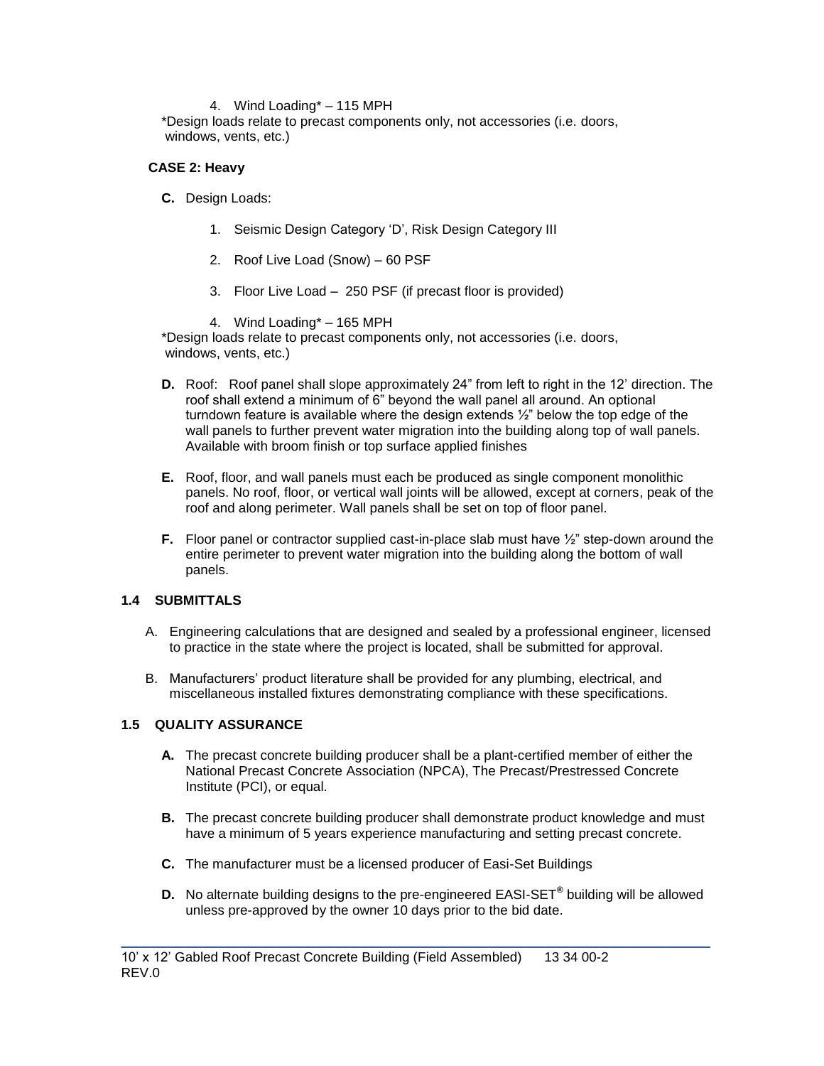4. Wind Loading* – 115 MPH

*Design loads relate to precast components only, not accessories (i.e. doors, windows, vents, etc.)

**CASE 2: Heavy**

**C.** Design Loads:

1. Seismic Design Category 'D', Risk Design Category III
2. Roof Live Load (Snow) – 60 PSF
3. Floor Live Load – 250 PSF (if precast floor is provided)
4. Wind Loading* – 165 MPH

*Design loads relate to precast components only, not accessories (i.e. doors, windows, vents, etc.)

**D.** Roof: Roof panel shall slope approximately 24" from left to right in the 12' direction. The roof shall extend a minimum of 6" beyond the wall panel all around. An optional turndown feature is available where the design extends ½" below the top edge of the wall panels to further prevent water migration into the building along top of wall panels. Available with broom finish or top surface applied finishes

**E.** Roof, floor, and wall panels must each be produced as single component monolithic panels. No roof, floor, or vertical wall joints will be allowed, except at corners, peak of the roof and along perimeter. Wall panels shall be set on top of floor panel.

**F.** Floor panel or contractor supplied cast-in-place slab must have ½" step-down around the entire perimeter to prevent water migration into the building along the bottom of wall panels.

## 1.4 SUBMITTALS

A. Engineering calculations that are designed and sealed by a professional engineer, licensed to practice in the state where the project is located, shall be submitted for approval.

B. Manufacturers' product literature shall be provided for any plumbing, electrical, and miscellaneous installed fixtures demonstrating compliance with these specifications.

## 1.5 QUALITY ASSURANCE

**A.** The precast concrete building producer shall be a plant-certified member of either the National Precast Concrete Association (NPCA), The Precast/Prestressed Concrete Institute (PCI), or equal.

**B.** The precast concrete building producer shall demonstrate product knowledge and must have a minimum of 5 years experience manufacturing and setting precast concrete.

**C.** The manufacturer must be a licensed producer of Easi-Set Buildings

**D.** No alternate building designs to the pre-engineered EASI-SET® building will be allowed unless pre-approved by the owner 10 days prior to the bid date.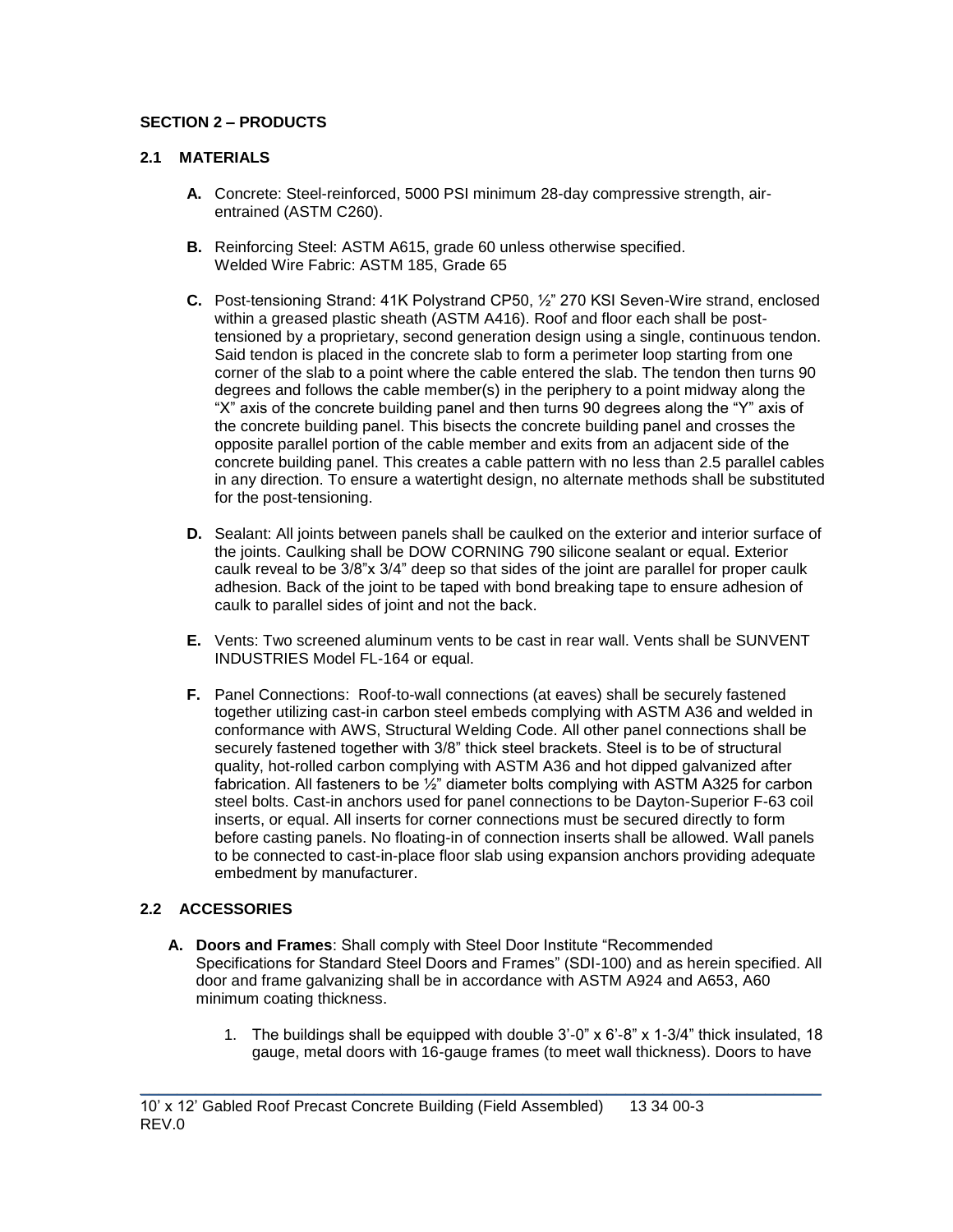## SECTION 2 – PRODUCTS

### 2.1 MATERIALS

**A.** Concrete: Steel-reinforced, 5000 PSI minimum 28-day compressive strength, air-entrained (ASTM C260).

**B.** Reinforcing Steel: ASTM A615, grade 60 unless otherwise specified.
Welded Wire Fabric: ASTM 185, Grade 65

**C.** Post-tensioning Strand: 41K Polystrand CP50, ½" 270 KSI Seven-Wire strand, enclosed within a greased plastic sheath (ASTM A416). Roof and floor each shall be post-tensioned by a proprietary, second generation design using a single, continuous tendon. Said tendon is placed in the concrete slab to form a perimeter loop starting from one corner of the slab to a point where the cable entered the slab. The tendon then turns 90 degrees and follows the cable member(s) in the periphery to a point midway along the "X" axis of the concrete building panel and then turns 90 degrees along the "Y" axis of the concrete building panel. This bisects the concrete building panel and crosses the opposite parallel portion of the cable member and exits from an adjacent side of the concrete building panel. This creates a cable pattern with no less than 2.5 parallel cables in any direction. To ensure a watertight design, no alternate methods shall be substituted for the post-tensioning.

**D.** Sealant: All joints between panels shall be caulked on the exterior and interior surface of the joints. Caulking shall be DOW CORNING 790 silicone sealant or equal. Exterior caulk reveal to be 3/8"x 3/4" deep so that sides of the joint are parallel for proper caulk adhesion. Back of the joint to be taped with bond breaking tape to ensure adhesion of caulk to parallel sides of joint and not the back.

**E.** Vents: Two screened aluminum vents to be cast in rear wall. Vents shall be SUNVENT INDUSTRIES Model FL-164 or equal.

**F.** Panel Connections: Roof-to-wall connections (at eaves) shall be securely fastened together utilizing cast-in carbon steel embeds complying with ASTM A36 and welded in conformance with AWS, Structural Welding Code. All other panel connections shall be securely fastened together with 3/8" thick steel brackets. Steel is to be of structural quality, hot-rolled carbon complying with ASTM A36 and hot dipped galvanized after fabrication. All fasteners to be ½" diameter bolts complying with ASTM A325 for carbon steel bolts. Cast-in anchors used for panel connections to be Dayton-Superior F-63 coil inserts, or equal. All inserts for corner connections must be secured directly to form before casting panels. No floating-in of connection inserts shall be allowed. Wall panels to be connected to cast-in-place floor slab using expansion anchors providing adequate embedment by manufacturer.

### 2.2 ACCESSORIES

**A. Doors and Frames**: Shall comply with Steel Door Institute "Recommended Specifications for Standard Steel Doors and Frames" (SDI-100) and as herein specified. All door and frame galvanizing shall be in accordance with ASTM A924 and A653, A60 minimum coating thickness.

1. The buildings shall be equipped with double 3'-0" x 6'-8" x 1-3/4" thick insulated, 18 gauge, metal doors with 16-gauge frames (to meet wall thickness). Doors to have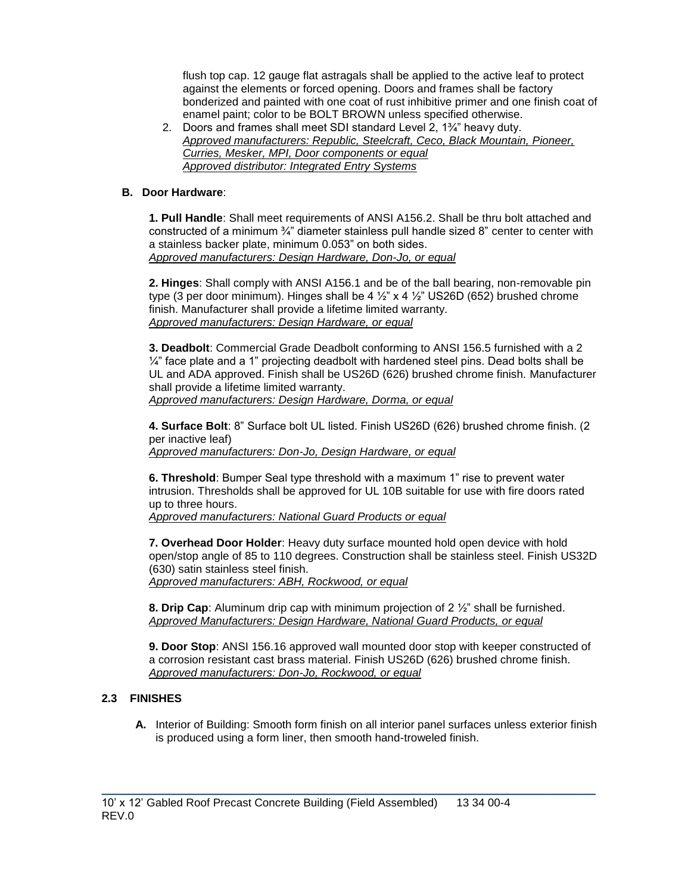flush top cap. 12 gauge flat astragals shall be applied to the active leaf to protect against the elements or forced opening. Doors and frames shall be factory bonderized and painted with one coat of rust inhibitive primer and one finish coat of enamel paint; color to be BOLT BROWN unless specified otherwise.

2. Doors and frames shall meet SDI standard Level 2, 1¾" heavy duty.
   *Approved manufacturers: Republic, Steelcraft, Ceco, Black Mountain, Pioneer, Curries, Mesker, MPI, Door components or equal*
   *Approved distributor: Integrated Entry Systems*

**B. Door Hardware**:

**1. Pull Handle**: Shall meet requirements of ANSI A156.2. Shall be thru bolt attached and constructed of a minimum ¾" diameter stainless pull handle sized 8" center to center with a stainless backer plate, minimum 0.053" on both sides.
*Approved manufacturers: Design Hardware, Don-Jo, or equal*

**2. Hinges**: Shall comply with ANSI A156.1 and be of the ball bearing, non-removable pin type (3 per door minimum). Hinges shall be 4 ½" x 4 ½" US26D (652) brushed chrome finish. Manufacturer shall provide a lifetime limited warranty.
*Approved manufacturers: Design Hardware, or equal*

**3. Deadbolt**: Commercial Grade Deadbolt conforming to ANSI 156.5 furnished with a 2 ¼" face plate and a 1" projecting deadbolt with hardened steel pins. Dead bolts shall be UL and ADA approved. Finish shall be US26D (626) brushed chrome finish. Manufacturer shall provide a lifetime limited warranty.
*Approved manufacturers: Design Hardware, Dorma, or equal*

**4. Surface Bolt**: 8" Surface bolt UL listed. Finish US26D (626) brushed chrome finish. (2 per inactive leaf)
*Approved manufacturers: Don-Jo, Design Hardware, or equal*

**6. Threshold**: Bumper Seal type threshold with a maximum 1" rise to prevent water intrusion. Thresholds shall be approved for UL 10B suitable for use with fire doors rated up to three hours.
*Approved manufacturers: National Guard Products or equal*

**7. Overhead Door Holder**: Heavy duty surface mounted hold open device with hold open/stop angle of 85 to 110 degrees. Construction shall be stainless steel. Finish US32D (630) satin stainless steel finish.
*Approved manufacturers: ABH, Rockwood, or equal*

**8. Drip Cap**: Aluminum drip cap with minimum projection of 2 ½" shall be furnished.
*Approved Manufacturers: Design Hardware, National Guard Products, or equal*

**9. Door Stop**: ANSI 156.16 approved wall mounted door stop with keeper constructed of a corrosion resistant cast brass material. Finish US26D (626) brushed chrome finish.
*Approved manufacturers: Don-Jo, Rockwood, or equal*

## 2.3 FINISHES

**A.** Interior of Building: Smooth form finish on all interior panel surfaces unless exterior finish is produced using a form liner, then smooth hand-troweled finish.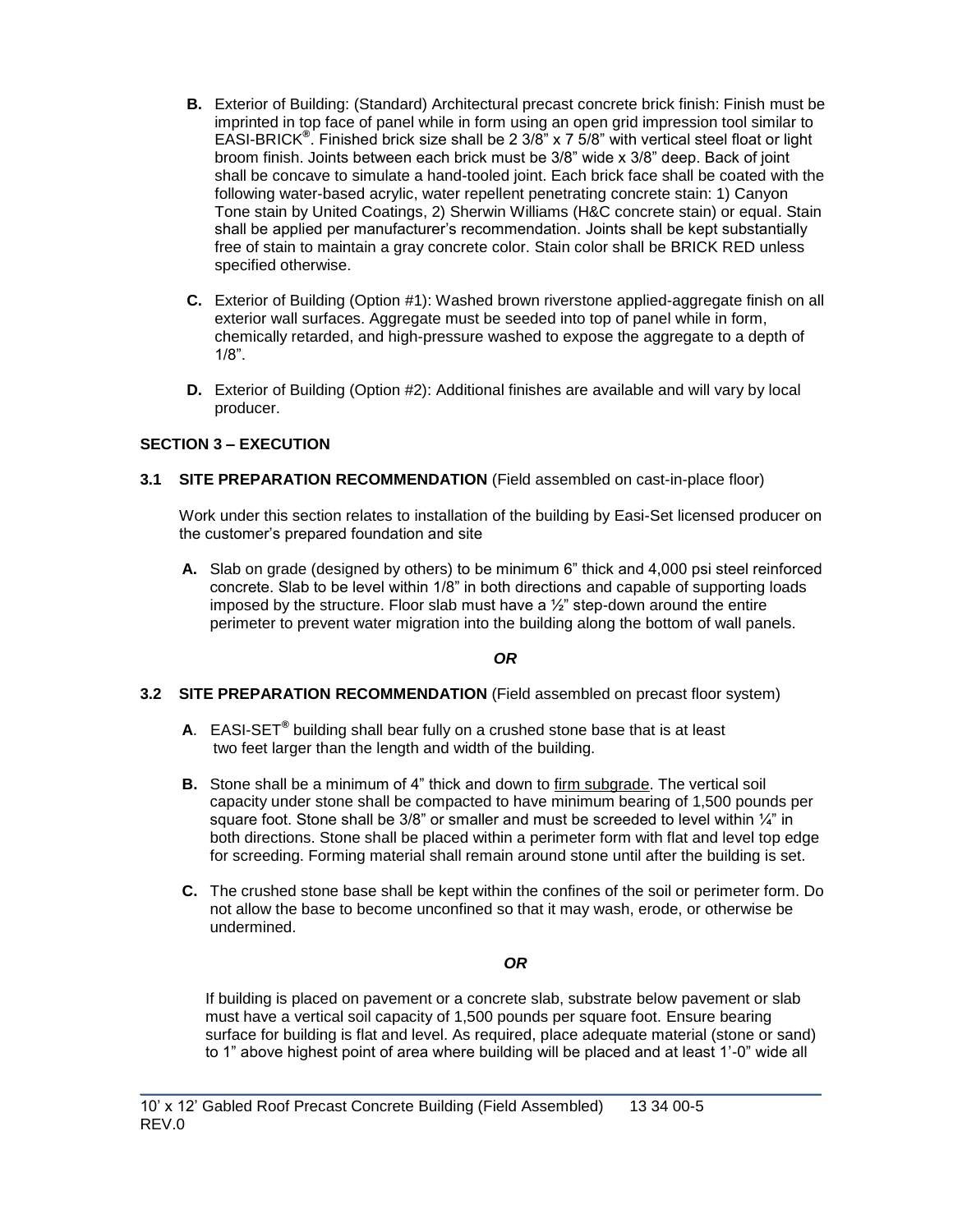**B.** Exterior of Building: (Standard) Architectural precast concrete brick finish: Finish must be imprinted in top face of panel while in form using an open grid impression tool similar to EASI-BRICK®. Finished brick size shall be 2 3/8" x 7 5/8" with vertical steel float or light broom finish. Joints between each brick must be 3/8" wide x 3/8" deep. Back of joint shall be concave to simulate a hand-tooled joint. Each brick face shall be coated with the following water-based acrylic, water repellent penetrating concrete stain: 1) Canyon Tone stain by United Coatings, 2) Sherwin Williams (H&C concrete stain) or equal. Stain shall be applied per manufacturer's recommendation. Joints shall be kept substantially free of stain to maintain a gray concrete color. Stain color shall be BRICK RED unless specified otherwise.

**C.** Exterior of Building (Option #1): Washed brown riverstone applied-aggregate finish on all exterior wall surfaces. Aggregate must be seeded into top of panel while in form, chemically retarded, and high-pressure washed to expose the aggregate to a depth of 1/8".

**D.** Exterior of Building (Option #2): Additional finishes are available and will vary by local producer.

## SECTION 3 – EXECUTION

### 3.1 SITE PREPARATION RECOMMENDATION (Field assembled on cast-in-place floor)

Work under this section relates to installation of the building by Easi-Set licensed producer on the customer's prepared foundation and site

**A.** Slab on grade (designed by others) to be minimum 6" thick and 4,000 psi steel reinforced concrete. Slab to be level within 1/8" in both directions and capable of supporting loads imposed by the structure. Floor slab must have a ½" step-down around the entire perimeter to prevent water migration into the building along the bottom of wall panels.

***OR***

### 3.2 SITE PREPARATION RECOMMENDATION (Field assembled on precast floor system)

**A**. EASI-SET® building shall bear fully on a crushed stone base that is at least two feet larger than the length and width of the building.

**B.** Stone shall be a minimum of 4" thick and down to firm subgrade. The vertical soil capacity under stone shall be compacted to have minimum bearing of 1,500 pounds per square foot. Stone shall be 3/8" or smaller and must be screeded to level within ¼" in both directions. Stone shall be placed within a perimeter form with flat and level top edge for screeding. Forming material shall remain around stone until after the building is set.

**C.** The crushed stone base shall be kept within the confines of the soil or perimeter form. Do not allow the base to become unconfined so that it may wash, erode, or otherwise be undermined.

***OR***

If building is placed on pavement or a concrete slab, substrate below pavement or slab must have a vertical soil capacity of 1,500 pounds per square foot. Ensure bearing surface for building is flat and level. As required, place adequate material (stone or sand) to 1" above highest point of area where building will be placed and at least 1'-0" wide all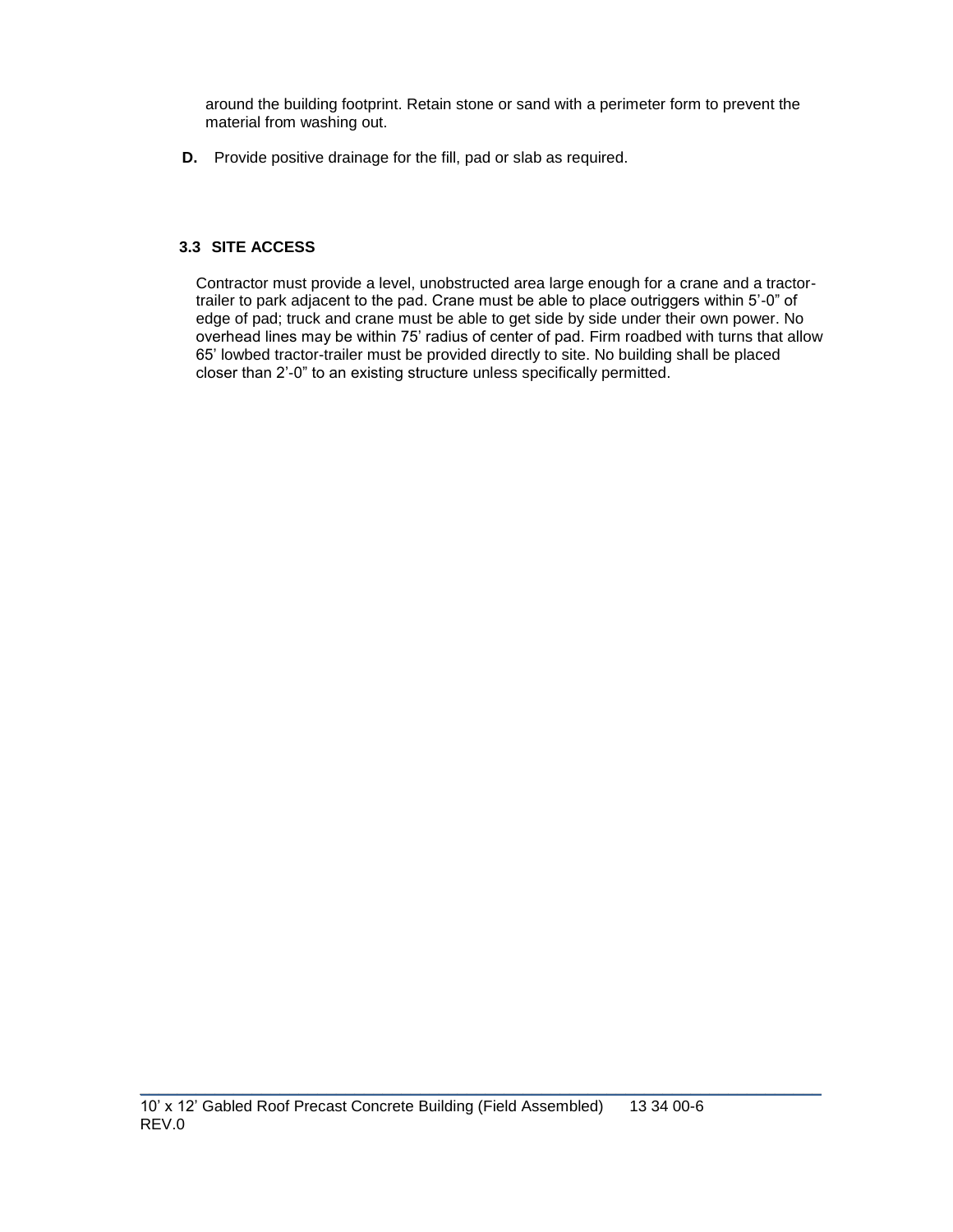around the building footprint. Retain stone or sand with a perimeter form to prevent the material from washing out.

**D.** Provide positive drainage for the fill, pad or slab as required.

### 3.3 SITE ACCESS

Contractor must provide a level, unobstructed area large enough for a crane and a tractor-trailer to park adjacent to the pad. Crane must be able to place outriggers within 5'-0" of edge of pad; truck and crane must be able to get side by side under their own power. No overhead lines may be within 75' radius of center of pad. Firm roadbed with turns that allow 65' lowbed tractor-trailer must be provided directly to site. No building shall be placed closer than 2'-0" to an existing structure unless specifically permitted.